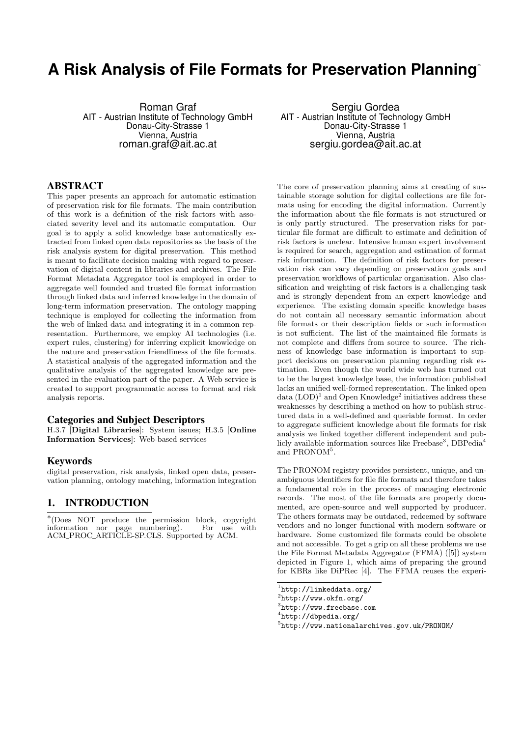# A Risk Analysis of File Formats for Preservation Planning*

Roman Graf
AIT - Austrian Institute of Technology GmbH
Donau-City-Strasse 1
Vienna, Austria
roman.graf@ait.ac.at

Sergiu Gordea
AIT - Austrian Institute of Technology GmbH
Donau-City-Strasse 1
Vienna, Austria
sergiu.gordea@ait.ac.at

## ABSTRACT

This paper presents an approach for automatic estimation of preservation risk for file formats. The main contribution of this work is a definition of the risk factors with associated severity level and its automatic computation. Our goal is to apply a solid knowledge base automatically extracted from linked open data repositories as the basis of the risk analysis system for digital preservation. This method is meant to facilitate decision making with regard to preservation of digital content in libraries and archives. The File Format Metadata Aggregator tool is employed in order to aggregate well founded and trusted file format information through linked data and inferred knowledge in the domain of long-term information preservation. The ontology mapping technique is employed for collecting the information from the web of linked data and integrating it in a common representation. Furthermore, we employ AI technologies (i.e. expert rules, clustering) for inferring explicit knowledge on the nature and preservation friendliness of the file formats. A statistical analysis of the aggregated information and the qualitative analysis of the aggregated knowledge are presented in the evaluation part of the paper. A Web service is created to support programmatic access to format and risk analysis reports.

### Categories and Subject Descriptors

H.3.7 [**Digital Libraries**]: System issues; H.3.5 [**Online Information Services**]: Web-based services

### Keywords

digital preservation, risk analysis, linked open data, preservation planning, ontology matching, information integration

## 1. INTRODUCTION

*(Does NOT produce the permission block, copyright information nor page numbering). For use with ACM_PROC_ARTICLE-SP.CLS. Supported by ACM.

The core of preservation planning aims at creating of sustainable storage solution for digital collections are file formats using for encoding the digital information. Currently the information about the file formats is not structured or is only partly structured. The preservation risks for particular file format are difficult to estimate and definition of risk factors is unclear. Intensive human expert involvement is required for search, aggregation and estimation of format risk information. The definition of risk factors for preservation risk can vary depending on preservation goals and preservation workflows of particular organisation. Also classification and weighting of risk factors is a challenging task and is strongly dependent from an expert knowledge and experience. The existing domain specific knowledge bases do not contain all necessary semantic information about file formats or their description fields or such information is not sufficient. The list of the maintained file formats is not complete and differs from source to source. The richness of knowledge base information is important to support decisions on preservation planning regarding risk estimation. Even though the world wide web has turned out to be the largest knowledge base, the information published lacks an unified well-formed representation. The linked open data (LOD)[1] and Open Knowledge[2] initiatives address these weaknesses by describing a method on how to publish structured data in a well-defined and queriable format. In order to aggregate sufficient knowledge about file formats for risk analysis we linked together different independent and publicly available information sources like Freebase[3], DBPedia[4] and PRONOM[5].

The PRONOM registry provides persistent, unique, and unambiguous identifiers for file file formats and therefore takes a fundamental role in the process of managing electronic records. The most of the file formats are properly documented, are open-source and well supported by producer. The others formats may be outdated, redeemed by software vendors and no longer functional with modern software or hardware. Some customized file formats could be obsolete and not accessible. To get a grip on all these problems we use the File Format Metadata Aggregator (FFMA) ([5]) system depicted in Figure 1, which aims of preparing the ground for KBRs like DiPRec [4]. The FFMA reuses the experi-

[1] http://linkeddata.org/
[2] http://www.okfn.org/
[3] http://www.freebase.com
[4] http://dbpedia.org/
[5] http://www.nationalarchives.gov.uk/PRONOM/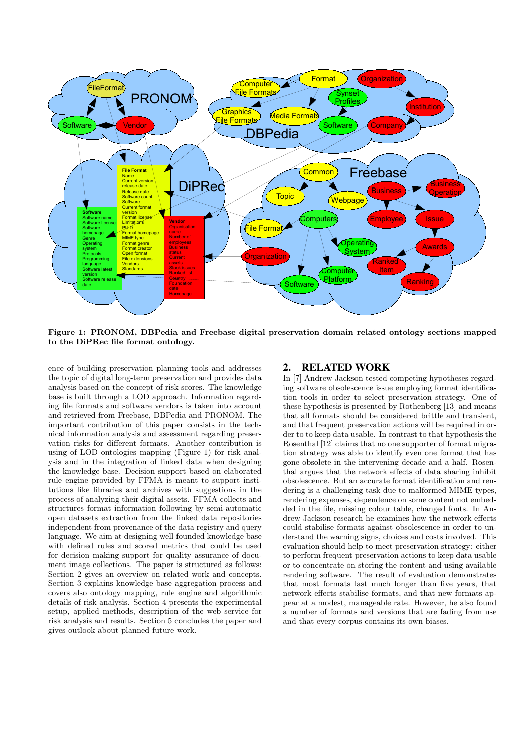**Figure 1: PRONOM, DBPedia and Freebase digital preservation domain related ontology sections mapped to the DiPRec file format ontology.**

ence of building preservation planning tools and addresses the topic of digital long-term preservation and provides data analysis based on the concept of risk scores. The knowledge base is built through a LOD approach. Information regarding file formats and software vendors is taken into account and retrieved from Freebase, DBPedia and PRONOM. The important contribution of this paper consists in the technical information analysis and assessment regarding preservation risks for different formats. Another contribution is using of LOD ontologies mapping (Figure 1) for risk analysis and in the integration of linked data when designing the knowledge base. Decision support based on elaborated rule engine provided by FFMA is meant to support institutions like libraries and archives with suggestions in the process of analyzing their digital assets. FFMA collects and structures format information following by semi-automatic open datasets extraction from the linked data repositories independent from provenance of the data registry and query language. We aim at designing well founded knowledge base with defined rules and scored metrics that could be used for decision making support for quality assurance of document image collections. The paper is structured as follows: Section 2 gives an overview on related work and concepts. Section 3 explains knowledge base aggregation process and covers also ontology mapping, rule engine and algorithmic details of risk analysis. Section 4 presents the experimental setup, applied methods, description of the web service for risk analysis and results. Section 5 concludes the paper and gives outlook about planned future work.

## 2. RELATED WORK

In [7] Andrew Jackson tested competing hypotheses regarding software obsolescence issue employing format identification tools in order to select preservation strategy. One of these hypothesis is presented by Rothenberg [13] and means that all formats should be considered brittle and transient, and that frequent preservation actions will be required in order to to keep data usable. In contrast to that hypothesis the Rosenthal [12] claims that no one supporter of format migration strategy was able to identify even one format that has gone obsolete in the intervening decade and a half. Rosenthal argues that the network effects of data sharing inhibit obsolescence. But an accurate format identification and rendering is a challenging task due to malformed MIME types, rendering expenses, dependence on some content not embedded in the file, missing colour table, changed fonts. In Andrew Jackson research he examines how the network effects could stabilise formats against obsolescence in order to understand the warning signs, choices and costs involved. This evaluation should help to meet preservation strategy: either to perform frequent preservation actions to keep data usable or to concentrate on storing the content and using available rendering software. The result of evaluation demonstrates that most formats last much longer than five years, that network effects stabilise formats, and that new formats appear at a modest, manageable rate. However, he also found a number of formats and versions that are fading from use and that every corpus contains its own biases.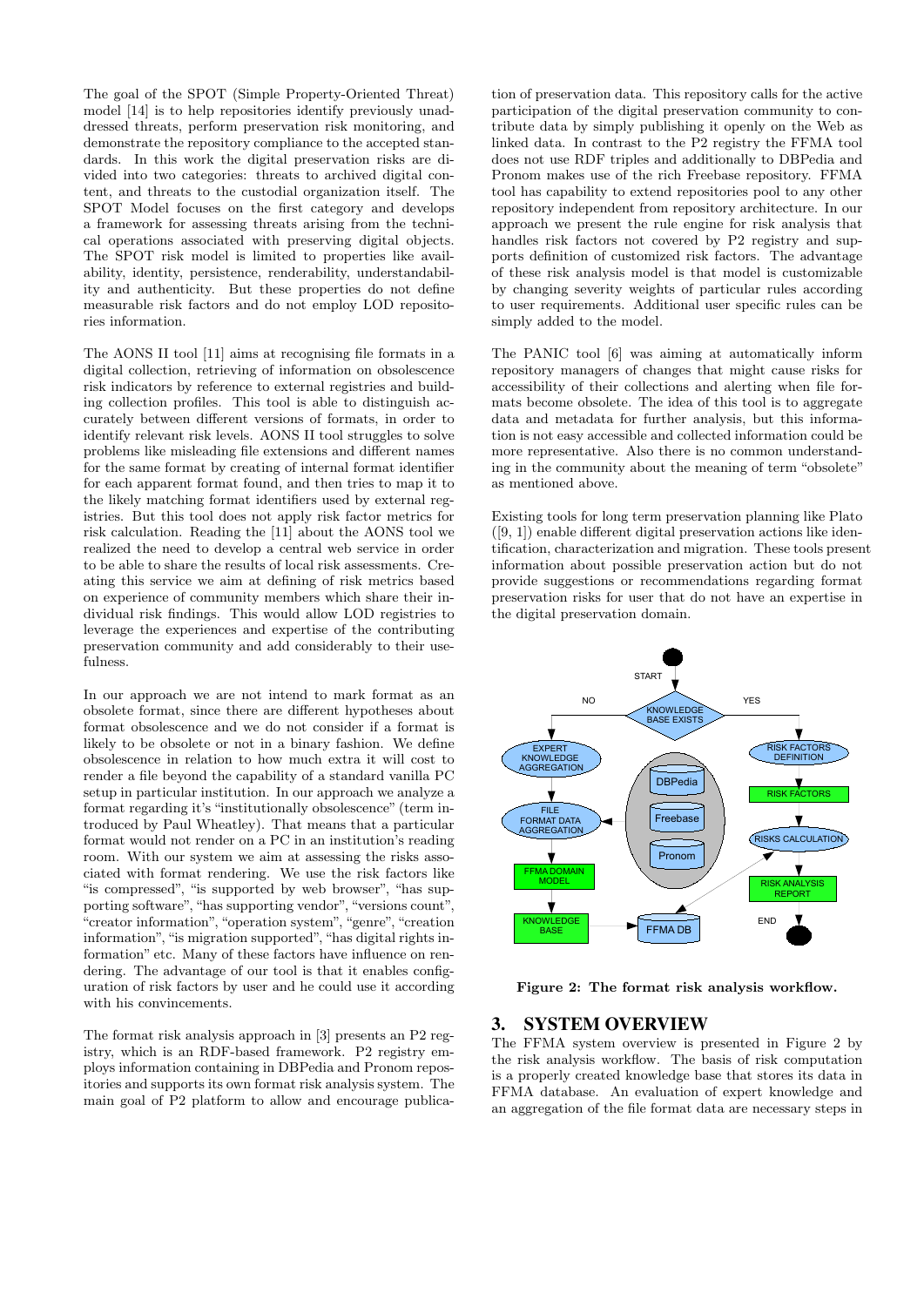The goal of the SPOT (Simple Property-Oriented Threat) model [14] is to help repositories identify previously unaddressed threats, perform preservation risk monitoring, and demonstrate the repository compliance to the accepted standards. In this work the digital preservation risks are divided into two categories: threats to archived digital content, and threats to the custodial organization itself. The SPOT Model focuses on the first category and develops a framework for assessing threats arising from the technical operations associated with preserving digital objects. The SPOT risk model is limited to properties like availability, identity, persistence, renderability, understandability and authenticity. But these properties do not define measurable risk factors and do not employ LOD repositories information.

The AONS II tool [11] aims at recognising file formats in a digital collection, retrieving of information on obsolescence risk indicators by reference to external registries and building collection profiles. This tool is able to distinguish accurately between different versions of formats, in order to identify relevant risk levels. AONS II tool struggles to solve problems like misleading file extensions and different names for the same format by creating of internal format identifier for each apparent format found, and then tries to map it to the likely matching format identifiers used by external registries. But this tool does not apply risk factor metrics for risk calculation. Reading the [11] about the AONS tool we realized the need to develop a central web service in order to be able to share the results of local risk assessments. Creating this service we aim at defining of risk metrics based on experience of community members which share their individual risk findings. This would allow LOD registries to leverage the experiences and expertise of the contributing preservation community and add considerably to their usefulness.

In our approach we are not intend to mark format as an obsolete format, since there are different hypotheses about format obsolescence and we do not consider if a format is likely to be obsolete or not in a binary fashion. We define obsolescence in relation to how much extra it will cost to render a file beyond the capability of a standard vanilla PC setup in particular institution. In our approach we analyze a format regarding it's "institutionally obsolescence" (term introduced by Paul Wheatley). That means that a particular format would not render on a PC in an institution's reading room. With our system we aim at assessing the risks associated with format rendering. We use the risk factors like "is compressed", "is supported by web browser", "has supporting software", "has supporting vendor", "versions count", "creator information", "operation system", "genre", "creation information", "is migration supported", "has digital rights information" etc. Many of these factors have influence on rendering. The advantage of our tool is that it enables configuration of risk factors by user and he could use it according with his convincements.

The format risk analysis approach in [3] presents an P2 registry, which is an RDF-based framework. P2 registry employs information containing in DBPedia and Pronom repositories and supports its own format risk analysis system. The main goal of P2 platform to allow and encourage publication of preservation data. This repository calls for the active participation of the digital preservation community to contribute data by simply publishing it openly on the Web as linked data. In contrast to the P2 registry the FFMA tool does not use RDF triples and additionally to DBPedia and Pronom makes use of the rich Freebase repository. FFMA tool has capability to extend repositories pool to any other repository independent from repository architecture. In our approach we present the rule engine for risk analysis that handles risk factors not covered by P2 registry and supports definition of customized risk factors. The advantage of these risk analysis model is that model is customizable by changing severity weights of particular rules according to user requirements. Additional user specific rules can be simply added to the model.

The PANIC tool [6] was aiming at automatically inform repository managers of changes that might cause risks for accessibility of their collections and alerting when file formats become obsolete. The idea of this tool is to aggregate data and metadata for further analysis, but this information is not easy accessible and collected information could be more representative. Also there is no common understanding in the community about the meaning of term "obsolete" as mentioned above.

Existing tools for long term preservation planning like Plato ([9, 1]) enable different digital preservation actions like identification, characterization and migration. These tools present information about possible preservation action but do not provide suggestions or recommendations regarding format preservation risks for user that do not have an expertise in the digital preservation domain.

**Figure 2: The format risk analysis workflow.**

## 3. SYSTEM OVERVIEW

The FFMA system overview is presented in Figure 2 by the risk analysis workflow. The basis of risk computation is a properly created knowledge base that stores its data in FFMA database. An evaluation of expert knowledge and an aggregation of the file format data are necessary steps in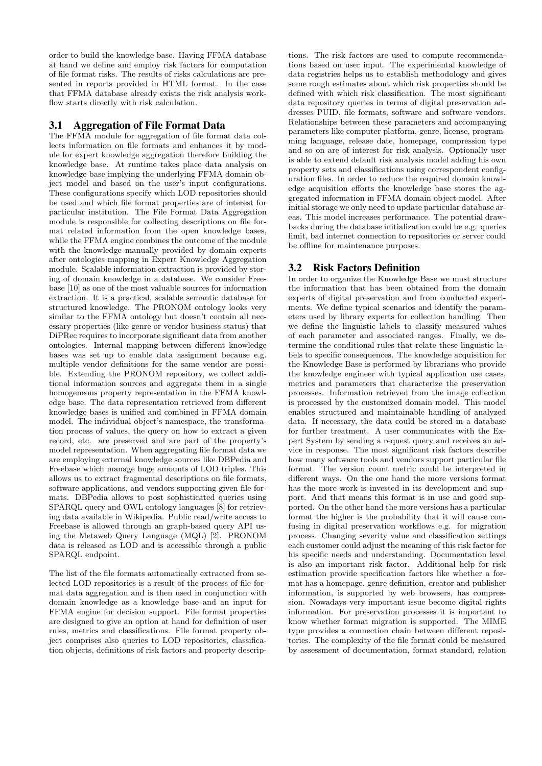order to build the knowledge base. Having FFMA database at hand we define and employ risk factors for computation of file format risks. The results of risks calculations are presented in reports provided in HTML format. In the case that FFMA database already exists the risk analysis workflow starts directly with risk calculation.

## 3.1 Aggregation of File Format Data

The FFMA module for aggregation of file format data collects information on file formats and enhances it by module for expert knowledge aggregation therefore building the knowledge base. At runtime takes place data analysis on knowledge base implying the underlying FFMA domain object model and based on the user's input configurations. These configurations specify which LOD repositories should be used and which file format properties are of interest for particular institution. The File Format Data Aggregation module is responsible for collecting descriptions on file format related information from the open knowledge bases, while the FFMA engine combines the outcome of the module with the knowledge manually provided by domain experts after ontologies mapping in Expert Knowledge Aggregation module. Scalable information extraction is provided by storing of domain knowledge in a database. We consider Freebase [10] as one of the most valuable sources for information extraction. It is a practical, scalable semantic database for structured knowledge. The PRONOM ontology looks very similar to the FFMA ontology but doesn't contain all necessary properties (like genre or vendor business status) that DiPRec requires to incorporate significant data from another ontologies. Internal mapping between different knowledge bases was set up to enable data assignment because e.g. multiple vendor definitions for the same vendor are possible. Extending the PRONOM repository, we collect additional information sources and aggregate them in a single homogeneous property representation in the FFMA knowledge base. The data representation retrieved from different knowledge bases is unified and combined in FFMA domain model. The individual object's namespace, the transformation process of values, the query on how to extract a given record, etc. are preserved and are part of the property's model representation. When aggregating file format data we are employing external knowledge sources like DBPedia and Freebase which manage huge amounts of LOD triples. This allows us to extract fragmental descriptions on file formats, software applications, and vendors supporting given file formats. DBPedia allows to post sophisticated queries using SPARQL query and OWL ontology languages [8] for retrieving data available in Wikipedia. Public read/write access to Freebase is allowed through an graph-based query API using the Metaweb Query Language (MQL) [2]. PRONOM data is released as LOD and is accessible through a public SPARQL endpoint.

The list of the file formats automatically extracted from selected LOD repositories is a result of the process of file format data aggregation and is then used in conjunction with domain knowledge as a knowledge base and an input for FFMA engine for decision support. File format properties are designed to give an option at hand for definition of user rules, metrics and classifications. File format property object comprises also queries to LOD repositories, classification objects, definitions of risk factors and property descriptions. The risk factors are used to compute recommendations based on user input. The experimental knowledge of data registries helps us to establish methodology and gives some rough estimates about which risk properties should be defined with which risk classification. The most significant data repository queries in terms of digital preservation addresses PUID, file formats, software and software vendors. Relationships between these parameters and accompanying parameters like computer platform, genre, license, programming language, release date, homepage, compression type and so on are of interest for risk analysis. Optionally user is able to extend default risk analysis model adding his own property sets and classifications using correspondent configuration files. In order to reduce the required domain knowledge acquisition efforts the knowledge base stores the aggregated information in FFMA domain object model. After initial storage we only need to update particular database areas. This model increases performance. The potential drawbacks during the database initialization could be e.g. queries limit, bad internet connection to repositories or server could be offline for maintenance purposes.

## 3.2 Risk Factors Definition

In order to organize the Knowledge Base we must structure the information that has been obtained from the domain experts of digital preservation and from conducted experiments. We define typical scenarios and identify the parameters used by library experts for collection handling. Then we define the linguistic labels to classify measured values of each parameter and associated ranges. Finally, we determine the conditional rules that relate these linguistic labels to specific consequences. The knowledge acquisition for the Knowledge Base is performed by librarians who provide the knowledge engineer with typical application use cases, metrics and parameters that characterize the preservation processes. Information retrieved from the image collection is processed by the customized domain model. This model enables structured and maintainable handling of analyzed data. If necessary, the data could be stored in a database for further treatment. A user communicates with the Expert System by sending a request query and receives an advice in response. The most significant risk factors describe how many software tools and vendors support particular file format. The version count metric could be interpreted in different ways. On the one hand the more versions format has the more work is invested in its development and support. And that means this format is in use and good supported. On the other hand the more versions has a particular format the higher is the probability that it will cause confusing in digital preservation workflows e.g. for migration process. Changing severity value and classification settings each customer could adjust the meaning of this risk factor for his specific needs and understanding. Documentation level is also an important risk factor. Additional help for risk estimation provide specification factors like whether a format has a homepage, genre definition, creator and publisher information, is supported by web browsers, has compression. Nowadays very important issue become digital rights information. For preservation processes it is important to know whether format migration is supported. The MIME type provides a connection chain between different repositories. The complexity of the file format could be measured by assessment of documentation, format standard, relation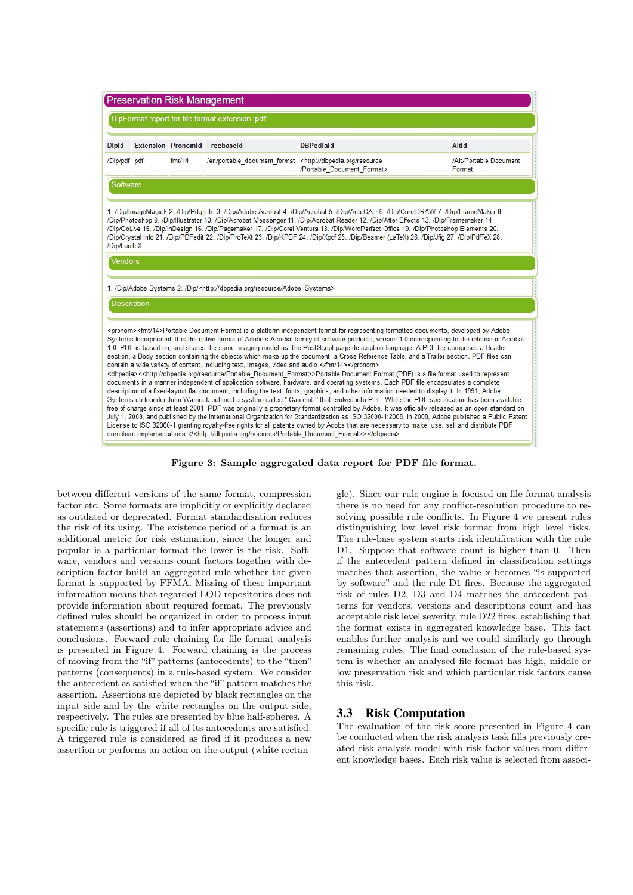Preservation Risk Management

DipFormat report for file format extension 'pdf'

| DipId | Extension | PronomId | FreebaseId | DBPediaId | AitId |
|---|---|---|---|---|---|
| /Dip/pdf | pdf | fmt/14 | /en/portable_document_format | <http://dbpedia.org/resource/Portable_Document_Format> | /Ait/Portable Document Format |

Software

1. /Dip/ImageMagick 2. /Dip/Pdq Lite 3. /Dip/Adobe Acrobat 4. /Dip/Acrobat 5. /Dip/AutoCAD 6. /Dip/CorelDRAW 7. /Dip/FrameMaker 8. /Dip/Photoshop 9. /Dip/Illustrator 10. /Dip/Acrobat Messenger 11. /Dip/Acrobat Reader 12. /Dip/After Effects 13. /Dip/Framemaker 14. /Dip/GoLive 15. /Dip/InDesign 16. /Dip/Pagemaker 17. /Dip/Corel Ventura 18. /Dip/WordPerfect Office 19. /Dip/Photoshop Elements 20. /Dip/Crystal Info 21. /Dip/PDFedit 22. /Dip/ProTeXt 23. /Dip/KPDF 24. /Dip/Xpdf 25. /Dip/Beamer (LaTeX) 26. /Dip/Jfig 27. /Dip/PdfTeX 28. /Dip/LuaTeX

Vendors

1. /Dip/Adobe Systems 2. /Dip/<http://dbpedia.org/resource/Adobe_Systems>

Description

<pronom><fmt/14>Portable Document Format is a platform-independent format for representing formatted documents, developed by Adobe Systems Incorporated. It is the native format of Adobe's Acrobat family of software products, version 1.0 corresponding to the release of Acrobat 1.0. PDF is based on, and shares the same imaging model as, the PostScript page description language. A PDF file comprises a Header section, a Body section containing the objects which make up the document, a Cross Reference Table, and a Trailer section. PDF files can contain a wide variety of content, including text, images, video and audio </fmt/14></pronom>
<dbpedia><<http://dbpedia.org/resource/Portable_Document_Format>>Portable Document Format (PDF) is a file format used to represent documents in a manner independent of application software, hardware, and operating systems. Each PDF file encapsulates a complete description of a fixed-layout flat document, including the text, fonts, graphics, and other information needed to display it. In 1991, Adobe Systems co-founder John Warnock outlined a system called " Camelot " that evolved into PDF. While the PDF specification has been available free of charge since at least 2001, PDF was originally a proprietary format controlled by Adobe. It was officially released as an open standard on July 1, 2008, and published by the International Organization for Standardization as ISO 32000-1:2008. In 2008, Adobe published a Public Patent License to ISO 32000-1 granting royalty-free rights for all patents owned by Adobe that are necessary to make, use, sell and distribute PDF compliant implementations.</<http://dbpedia.org/resource/Portable_Document_Format>></dbpedia>

**Figure 3: Sample aggregated data report for PDF file format.**

between different versions of the same format, compression factor etc. Some formats are implicitly or explicitly declared as outdated or deprecated. Format standardisation reduces the risk of its using. The existence period of a format is an additional metric for risk estimation, since the longer and popular is a particular format the lower is the risk. Software, vendors and versions count factors together with description factor build an aggregated rule whether the given format is supported by FFMA. Missing of these important information means that regarded LOD repositories does not provide information about required format. The previously defined rules should be organized in order to process input statements (assertions) and to infer appropriate advice and conclusions. Forward rule chaining for file format analysis is presented in Figure 4. Forward chaining is the process of moving from the "if" patterns (antecedents) to the "then" patterns (consequents) in a rule-based system. We consider the antecedent as satisfied when the "if" pattern matches the assertion. Assertions are depicted by black rectangles on the input side and by the white rectangles on the output side, respectively. The rules are presented by blue half-spheres. A specific rule is triggered if all of its antecedents are satisfied. A triggered rule is considered as fired if it produces a new assertion or performs an action on the output (white rectangle). Since our rule engine is focused on file format analysis there is no need for any conflict-resolution procedure to resolving possible rule conflicts. In Figure 4 we present rules distinguishing low level risk format from high level risks. The rule-base system starts risk identification with the rule D1. Suppose that software count is higher than 0. Then if the antecedent pattern defined in classification settings matches that assertion, the value x becomes "is supported by software" and the rule D1 fires. Because the aggregated risk of rules D2, D3 and D4 matches the antecedent patterns for vendors, versions and descriptions count and has acceptable risk level severity, rule D22 fires, establishing that the format exists in aggregated knowledge base. This fact enables further analysis and we could similarly go through remaining rules. The final conclusion of the rule-based system is whether an analysed file format has high, middle or low preservation risk and which particular risk factors cause this risk.

### 3.3 Risk Computation

The evaluation of the risk score presented in Figure 4 can be conducted when the risk analysis task fills previously created risk analysis model with risk factor values from different knowledge bases. Each risk value is selected from associ-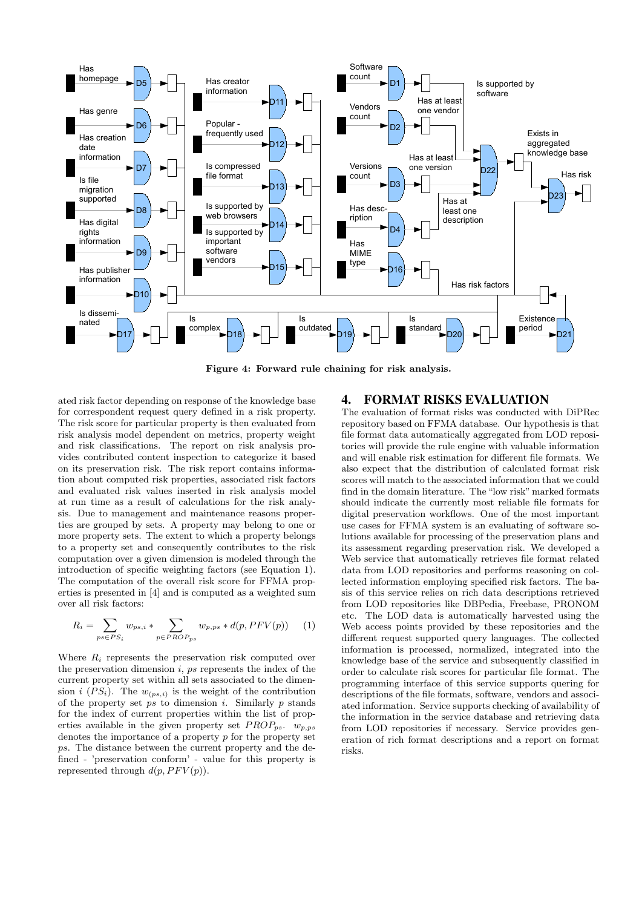Figure 4: Forward rule chaining for risk analysis.

ated risk factor depending on response of the knowledge base for correspondent request query defined in a risk property. The risk score for particular property is then evaluated from risk analysis model dependent on metrics, property weight and risk classifications. The report on risk analysis provides contributed content inspection to categorize it based on its preservation risk. The risk report contains information about computed risk properties, associated risk factors and evaluated risk values inserted in risk analysis model at run time as a result of calculations for the risk analysis. Due to management and maintenance reasons properties are grouped by sets. A property may belong to one or more property sets. The extent to which a property belongs to a property set and consequently contributes to the risk computation over a given dimension is modeled through the introduction of specific weighting factors (see Equation 1). The computation of the overall risk score for FFMA properties is presented in [4] and is computed as a weighted sum over all risk factors:

$$R_i = \sum_{ps \in PS_i} w_{ps,i} * \sum_{p \in PROP_{ps}} w_{p,ps} * d(p, PFV(p)) \qquad (1)$$

Where $R_i$ represents the preservation risk computed over the preservation dimension $i$, $ps$ represents the index of the current property set within all sets associated to the dimension $i$ ($PS_i$). The $w_{(ps,i)}$ is the weight of the contribution of the property set $ps$ to dimension $i$. Similarly $p$ stands for the index of current properties within the list of properties available in the given property set $PROP_{ps}$. $w_{p,ps}$ denotes the importance of a property $p$ for the property set $ps$. The distance between the current property and the defined - 'preservation conform' - value for this property is represented through $d(p, PFV(p))$.

## 4. FORMAT RISKS EVALUATION

The evaluation of format risks was conducted with DiPRec repository based on FFMA database. Our hypothesis is that file format data automatically aggregated from LOD repositories will provide the rule engine with valuable information and will enable risk estimation for different file formats. We also expect that the distribution of calculated format risk scores will match to the associated information that we could find in the domain literature. The "low risk" marked formats should indicate the currently most reliable file formats for digital preservation workflows. One of the most important use cases for FFMA system is an evaluating of software solutions available for processing of the preservation plans and its assessment regarding preservation risk. We developed a Web service that automatically retrieves file format related data from LOD repositories and performs reasoning on collected information employing specified risk factors. The basis of this service relies on rich data descriptions retrieved from LOD repositories like DBPedia, Freebase, PRONOM etc. The LOD data is automatically harvested using the Web access points provided by these repositories and the different request supported query languages. The collected information is processed, normalized, integrated into the knowledge base of the service and subsequently classified in order to calculate risk scores for particular file format. The programming interface of this service supports quering for descriptions of the file formats, software, vendors and associated information. Service supports checking of availability of the information in the service database and retrieving data from LOD repositories if necessary. Service provides generation of rich format descriptions and a report on format risks.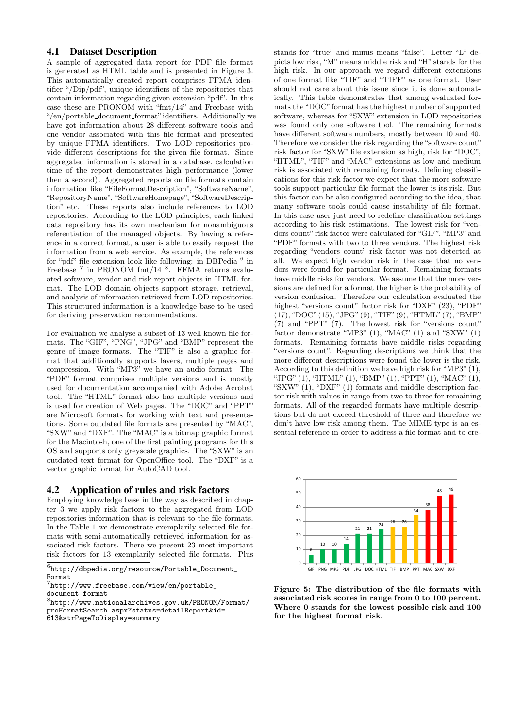### 4.1 Dataset Description

A sample of aggregated data report for PDF file format is generated as HTML table and is presented in Figure 3. This automatically created report comprises FFMA identifier "/Dip/pdf", unique identifiers of the repositories that contain information regarding given extension "pdf". In this case these are PRONOM with "fmt/14" and Freebase with "/en/portable_document_format" identifiers. Additionally we have got information about 28 different software tools and one vendor associated with this file format and presented by unique FFMA identifiers. Two LOD repositories provide different descriptions for the given file format. Since aggregated information is stored in a database, calculation time of the report demonstrates high performance (lower then a second). Aggregated reports on file formats contain information like "FileFormatDescription", "SoftwareName", "RepositoryName", "SoftwareHomepage", "SoftwareDescription" etc. These reports also include references to LOD repositories. According to the LOD principles, each linked data repository has its own mechanism for nonambiguous referentiation of the managed objects. By having a reference in a correct format, a user is able to easily request the information from a web service. As example, the references for "pdf" file extension look like following: in DBPedia [6] in Freebase [7] in PRONOM fmt/14 [8]. FFMA returns evaluated software, vendor and risk report objects in HTML format. The LOD domain objects support storage, retrieval, and analysis of information retrieved from LOD repositories. This structured information is a knowledge base to be used for deriving preservation recommendations.

For evaluation we analyse a subset of 13 well known file formats. The "GIF", "PNG", "JPG" and "BMP" represent the genre of image formats. The "TIF" is also a graphic format that additionally supports layers, multiple pages and compression. With "MP3" we have an audio format. The "PDF" format comprises multiple versions and is mostly used for documentation accompanied with Adobe Acrobat tool. The "HTML" format also has multiple versions and is used for creation of Web pages. The "DOC" and "PPT" are Microsoft formats for working with text and presentations. Some outdated file formats are presented by "MAC", "SXW" and "DXF". The "MAC" is a bitmap graphic format for the Macintosh, one of the first painting programs for this OS and supports only greyscale graphics. The "SXW" is an outdated text format for OpenOffice tool. The "DXF" is a vector graphic format for AutoCAD tool.

### 4.2 Application of rules and risk factors

Employing knowledge base in the way as described in chapter 3 we apply risk factors to the aggregated from LOD repositories information that is relevant to the file formats. In the Table 1 we demonstrate exemplarily selected file formats with semi-automatically retrieved information for associated risk factors. There we present 23 most important risk factors for 13 exemplarily selected file formats. Plus stands for "true" and minus means "false". Letter "L" depicts low risk, "M" means middle risk and "H" stands for the high risk. In our approach we regard different extensions of one format like "TIF" and "TIFF" as one format. User should not care about this issue since it is done automatically. This table demonstrates that among evaluated formats the "DOC" format has the highest number of supported software, whereas for "SXW" extension in LOD repositories was found only one software tool. The remaining formats have different software numbers, mostly between 10 and 40. Therefore we consider the risk regarding the "software count" risk factor for "SXW" file extension as high, risk for "DOC", "HTML", "TIF" and "MAC" extensions as low and medium risk is associated with remaining formats. Defining classifications for this risk factor we expect that the more software tools support particular file format the lower is its risk. But this factor can be also configured according to the idea, that many software tools could cause instability of file format. In this case user just need to redefine classification settings according to his risk estimations. The lowest risk for "vendors count" risk factor were calculated for "GIF", "MP3" and "PDF" formats with two to three vendors. The highest risk regarding "vendors count" risk factor was not detected at all. We expect high vendor risk in the case that no vendors were found for particular format. Remaining formats have middle risks for vendors. We assume that the more versions are defined for a format the higher is the probability of version confusion. Therefore our calculation evaluated the highest "versions count" factor risk for "DXF" (23), "PDF" (17), "DOC" (15), "JPG" (9), "TIF" (9), "HTML" (7), "BMP" (7) and "PPT" (7). The lowest risk for "versions count" factor demonstrate "MP3" (1), "MAC" (1) and "SXW" (1) formats. Remaining formats have middle risks regarding "versions count". Regarding descriptions we think that the more different descriptions were found the lower is the risk. According to this definition we have high risk for "MP3" (1), "JPG" (1), "HTML" (1), "BMP" (1), "PPT" (1), "MAC" (1), "SXW" (1), "DXF" (1) formats and middle description factor risk with values in range from two to three for remaining formats. All of the regarded formats have multiple descriptions but do not exceed threshold of three and therefore we don't have low risk among them. The MIME type is an essential reference in order to address a file format and to cre-

**Figure 5: The distribution of the file formats with associated risk scores in range from 0 to 100 percent. Where 0 stands for the lowest possible risk and 100 for the highest format risk.**

[6] http://dbpedia.org/resource/Portable_Document_Format

[7] http://www.freebase.com/view/en/portable_document_format

[8] http://www.nationalarchives.gov.uk/PRONOM/Format/proFormatSearch.aspx?status=detailReport&id=613&strPageToDisplay=summary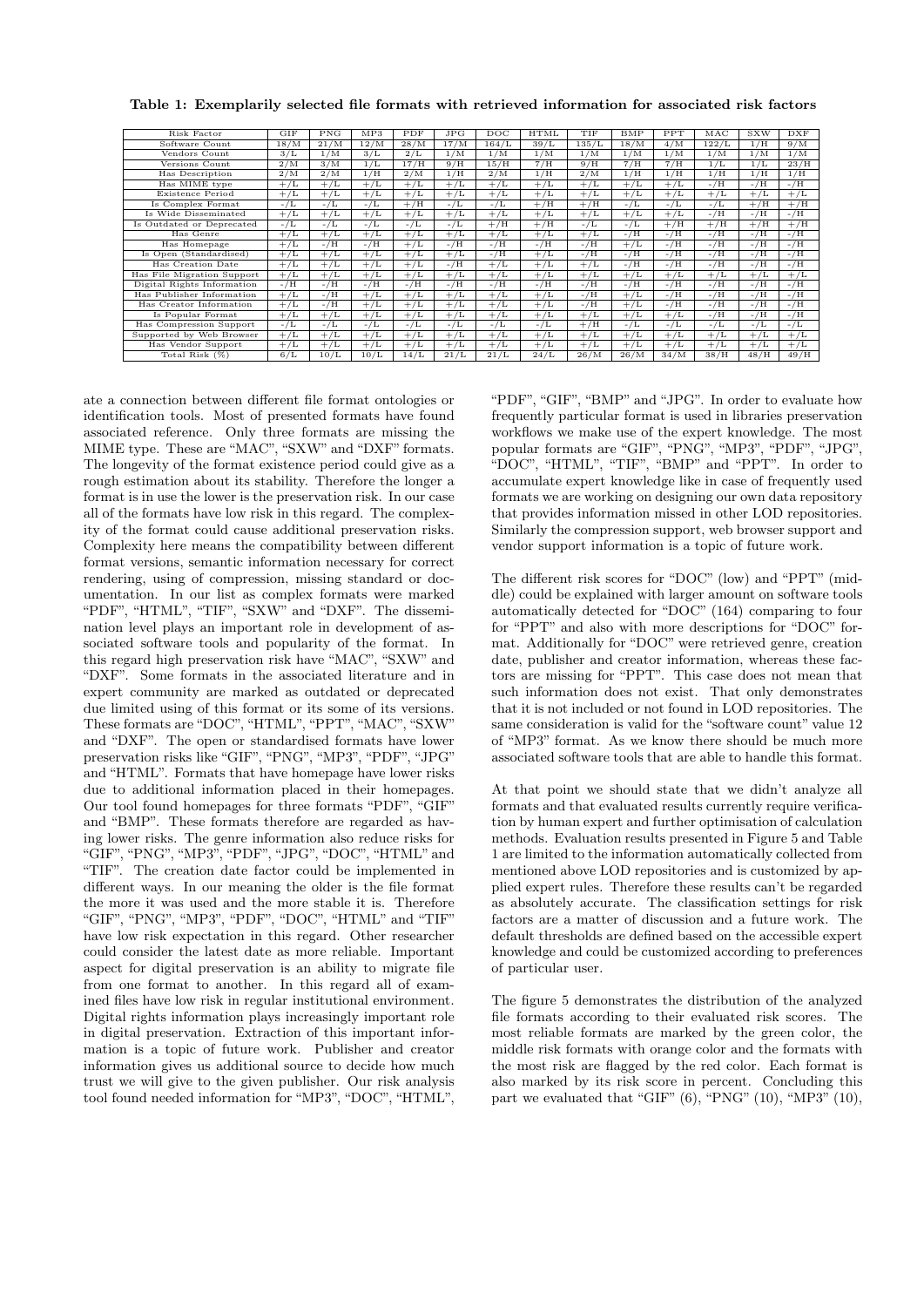**Table 1: Exemplarily selected file formats with retrieved information for associated risk factors**

| Risk Factor | GIF | PNG | MP3 | PDF | JPG | DOC | HTML | TIF | BMP | PPT | MAC | SXW | DXF |
|---|---|---|---|---|---|---|---|---|---|---|---|---|---|
| Software Count | 18/M | 21/M | 12/M | 28/M | 17/M | 164/L | 39/L | 135/L | 18/M | 4/M | 122/L | 1/H | 9/M |
| Vendors Count | 3/L | 1/M | 3/L | 2/L | 1/M | 1/M | 1/M | 1/M | 1/M | 1/M | 1/M | 1/M | 1/M |
| Versions Count | 2/M | 3/M | 1/L | 17/H | 9/H | 15/H | 7/H | 9/H | 7/H | 7/H | 1/L | 1/L | 23/H |
| Has Description | 2/M | 2/M | 1/H | 2/M | 1/H | 2/M | 1/H | 2/M | 1/H | 1/H | 1/H | 1/H | 1/H |
| Has MIME type | +/L | +/L | +/L | +/L | +/L | +/L | +/L | +/L | +/L | +/L | -/H | -/H | -/H |
| Existence Period | +/L | +/L | +/L | +/L | +/L | +/L | +/L | +/L | +/L | +/L | +/L | +/L | +/L |
| Is Complex Format | -/L | -/L | -/L | +/H | -/L | -/L | +/H | +/H | -/L | -/L | -/L | +/H | +/H |
| Is Wide Disseminated | +/L | +/L | +/L | +/L | +/L | +/L | +/L | +/L | +/L | +/L | -/H | -/H | -/H |
| Is Outdated or Deprecated | -/L | -/L | -/L | -/L | -/L | +/H | +/H | -/L | -/L | +/H | +/H | +/H | +/H |
| Has Genre | +/L | +/L | +/L | +/L | +/L | +/L | +/L | +/L | -/H | -/H | -/H | -/H | -/H |
| Has Homepage | +/L | -/H | -/H | +/L | -/H | -/H | -/H | -/H | +/L | -/H | -/H | -/H | -/H |
| Is Open (Standardised) | +/L | +/L | +/L | +/L | +/L | -/H | +/L | -/H | -/H | -/H | -/H | -/H | -/H |
| Has Creation Date | +/L | +/L | +/L | +/L | -/H | +/L | +/L | +/L | -/H | -/H | -/H | -/H | -/H |
| Has File Migration Support | +/L | +/L | +/L | +/L | +/L | +/L | +/L | +/L | +/L | +/L | +/L | +/L | +/L |
| Digital Rights Information | -/H | -/H | -/H | -/H | -/H | -/H | -/H | -/H | -/H | -/H | -/H | -/H | -/H |
| Has Publisher Information | +/L | -/H | +/L | +/L | +/L | +/L | +/L | -/H | +/L | -/H | -/H | -/H | -/H |
| Has Creator Information | +/L | -/H | +/L | +/L | +/L | +/L | +/L | -/H | +/L | -/H | -/H | -/H | -/H |
| Is Popular Format | +/L | +/L | +/L | +/L | +/L | +/L | +/L | +/L | +/L | +/L | -/H | -/H | -/H |
| Has Compression Support | -/L | -/L | -/L | -/L | -/L | -/L | -/L | +/H | -/L | -/L | -/L | -/L | -/L |
| Supported by Web Browser | +/L | +/L | +/L | +/L | +/L | +/L | +/L | +/L | +/L | +/L | +/L | +/L | +/L |
| Has Vendor Support | +/L | +/L | +/L | +/L | +/L | +/L | +/L | +/L | +/L | +/L | +/L | +/L | +/L |
| Total Risk (%) | 6/L | 10/L | 10/L | 14/L | 21/L | 21/L | 24/L | 26/M | 26/M | 34/M | 38/H | 48/H | 49/H |

ate a connection between different file format ontologies or identification tools. Most of presented formats have found associated reference. Only three formats are missing the MIME type. These are "MAC", "SXW" and "DXF" formats. The longevity of the format existence period could give as a rough estimation about its stability. Therefore the longer a format is in use the lower is the preservation risk. In our case all of the formats have low risk in this regard. The complexity of the format could cause additional preservation risks. Complexity here means the compatibility between different format versions, semantic information necessary for correct rendering, using of compression, missing standard or documentation. In our list as complex formats were marked "PDF", "HTML", "TIF", "SXW" and "DXF". The dissemination level plays an important role in development of associated software tools and popularity of the format. In this regard high preservation risk have "MAC", "SXW" and "DXF". Some formats in the associated literature and in expert community are marked as outdated or deprecated due limited using of this format or its some of its versions. These formats are "DOC", "HTML", "PPT", "MAC", "SXW" and "DXF". The open or standardised formats have lower preservation risks like "GIF", "PNG", "MP3", "PDF", "JPG" and "HTML". Formats that have homepage have lower risks due to additional information placed in their homepages. Our tool found homepages for three formats "PDF", "GIF" and "BMP". These formats therefore are regarded as having lower risks. The genre information also reduce risks for "GIF", "PNG", "MP3", "PDF", "JPG", "DOC", "HTML" and "TIF". The creation date factor could be implemented in different ways. In our meaning the older is the file format the more it was used and the more stable it is. Therefore "GIF", "PNG", "MP3", "PDF", "DOC", "HTML" and "TIF" have low risk expectation in this regard. Other researcher could consider the latest date as more reliable. Important aspect for digital preservation is an ability to migrate file from one format to another. In this regard all of examined files have low risk in regular institutional environment. Digital rights information plays increasingly important role in digital preservation. Extraction of this important information is a topic of future work. Publisher and creator information gives us additional source to decide how much trust we will give to the given publisher. Our risk analysis tool found needed information for "MP3", "DOC", "HTML", "PDF", "GIF", "BMP" and "JPG". In order to evaluate how frequently particular format is used in libraries preservation workflows we make use of the expert knowledge. The most popular formats are "GIF", "PNG", "MP3", "PDF", "JPG", "DOC", "HTML", "TIF", "BMP" and "PPT". In order to accumulate expert knowledge like in case of frequently used formats we are working on designing our own data repository that provides information missed in other LOD repositories. Similarly the compression support, web browser support and vendor support information is a topic of future work.

The different risk scores for "DOC" (low) and "PPT" (middle) could be explained with larger amount on software tools automatically detected for "DOC" (164) comparing to four for "PPT" and also with more descriptions for "DOC" format. Additionally for "DOC" were retrieved genre, creation date, publisher and creator information, whereas these factors are missing for "PPT". This case does not mean that such information does not exist. That only demonstrates that it is not included or not found in LOD repositories. The same consideration is valid for the "software count" value 12 of "MP3" format. As we know there should be much more associated software tools that are able to handle this format.

At that point we should state that we didn't analyze all formats and that evaluated results currently require verification by human expert and further optimisation of calculation methods. Evaluation results presented in Figure 5 and Table 1 are limited to the information automatically collected from mentioned above LOD repositories and is customized by applied expert rules. Therefore these results can't be regarded as absolutely accurate. The classification settings for risk factors are a matter of discussion and a future work. The default thresholds are defined based on the accessible expert knowledge and could be customized according to preferences of particular user.

The figure 5 demonstrates the distribution of the analyzed file formats according to their evaluated risk scores. The most reliable formats are marked by the green color, the middle risk formats with orange color and the formats with the most risk are flagged by the red color. Each format is also marked by its risk score in percent. Concluding this part we evaluated that "GIF" (6), "PNG" (10), "MP3" (10),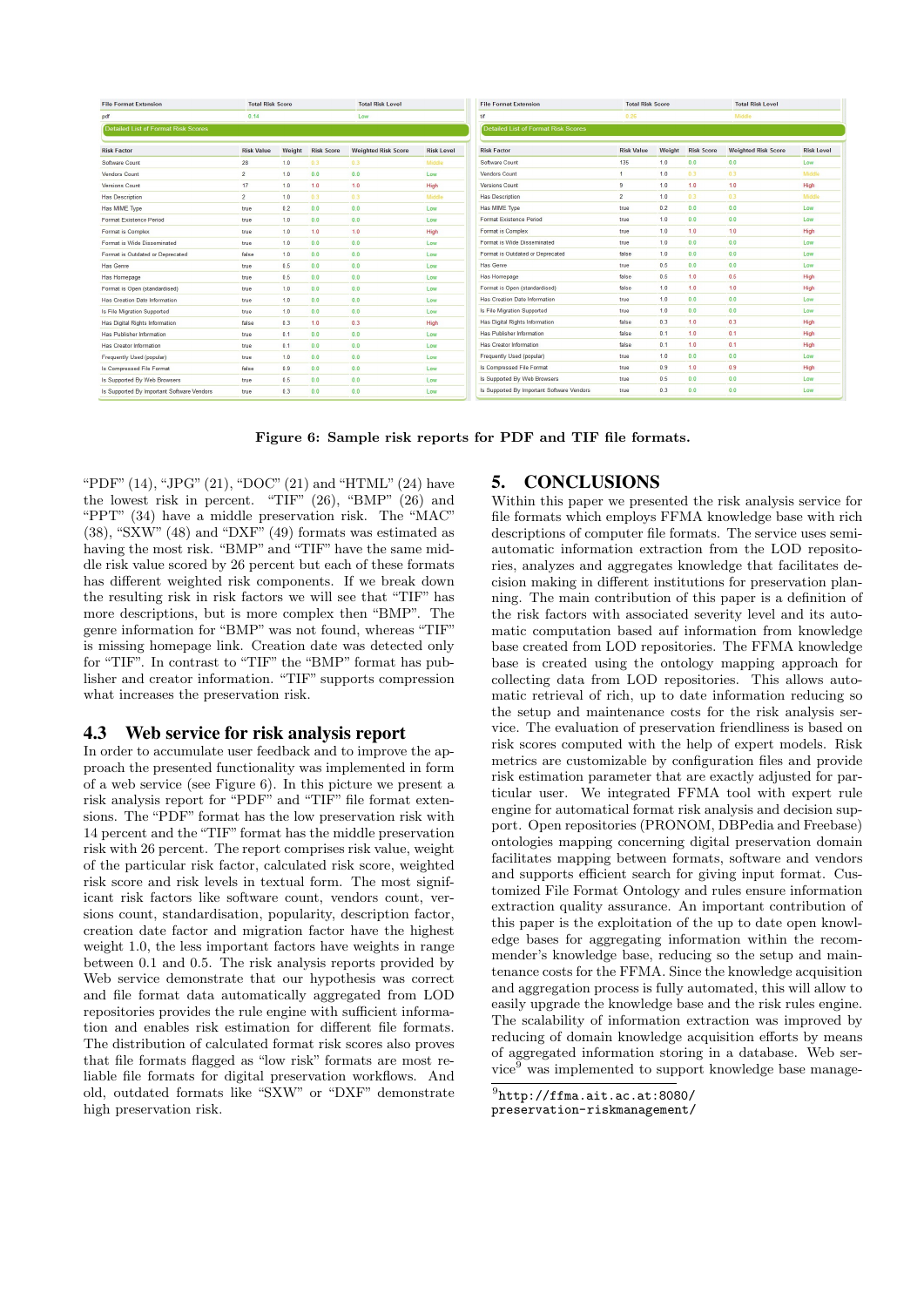| File Format Extension | Total Risk Score | Total Risk Level |
|---|---|---|
| pdf | 0.14 | Low |

Detailed List of Format Risk Scores

| Risk Factor | Risk Value | Weight | Risk Score | Weighted Risk Score | Risk Level |
|---|---|---|---|---|---|
| Software Count | 28 | 1.0 | 0.3 | 0.3 | Middle |
| Vendors Count | 2 | 1.0 | 0.0 | 0.0 | Low |
| Versions Count | 17 | 1.0 | 1.0 | 1.0 | High |
| Has Description | 2 | 1.0 | 0.3 | 0.3 | Middle |
| Has MIME Type | true | 0.2 | 0.0 | 0.0 | Low |
| Format Existence Period | true | 1.0 | 0.0 | 0.0 | Low |
| Format is Complex | true | 1.0 | 1.0 | 1.0 | High |
| Format is Wide Disseminated | true | 1.0 | 0.0 | 0.0 | Low |
| Format is Outdated or Deprecated | false | 1.0 | 0.0 | 0.0 | Low |
| Has Genre | true | 0.5 | 0.0 | 0.0 | Low |
| Has Homepage | true | 0.5 | 0.0 | 0.0 | Low |
| Format is Open (standardised) | true | 1.0 | 0.0 | 0.0 | Low |
| Has Creation Date Information | true | 1.0 | 0.0 | 0.0 | Low |
| Is File Migration Supported | true | 1.0 | 0.0 | 0.0 | Low |
| Has Digital Rights Information | false | 0.3 | 1.0 | 0.3 | High |
| Has Publisher Information | true | 0.1 | 0.0 | 0.0 | Low |
| Has Creator Information | true | 0.1 | 0.0 | 0.0 | Low |
| Frequently Used (popular) | true | 1.0 | 0.0 | 0.0 | Low |
| Is Compressed File Format | false | 0.9 | 0.0 | 0.0 | Low |
| Is Supported By Web Browsers | true | 0.5 | 0.0 | 0.0 | Low |
| Is Supported By Important Software Vendors | true | 0.3 | 0.0 | 0.0 | Low |

| File Format Extension | Total Risk Score | Total Risk Level |
|---|---|---|
| tif | 0.26 | Middle |

Detailed List of Format Risk Scores

| Risk Factor | Risk Value | Weight | Risk Score | Weighted Risk Score | Risk Level |
|---|---|---|---|---|---|
| Software Count | 135 | 1.0 | 0.0 | 0.0 | Low |
| Vendors Count | 1 | 1.0 | 0.3 | 0.3 | Middle |
| Versions Count | 9 | 1.0 | 1.0 | 1.0 | High |
| Has Description | 2 | 1.0 | 0.3 | 0.3 | Middle |
| Has MIME Type | true | 0.2 | 0.0 | 0.0 | Low |
| Format Existence Period | true | 1.0 | 0.0 | 0.0 | Low |
| Format is Complex | true | 1.0 | 1.0 | 1.0 | High |
| Format is Wide Disseminated | true | 1.0 | 0.0 | 0.0 | Low |
| Format is Outdated or Deprecated | false | 1.0 | 0.0 | 0.0 | Low |
| Has Genre | true | 0.5 | 0.0 | 0.0 | Low |
| Has Homepage | false | 0.5 | 1.0 | 0.5 | High |
| Format is Open (standardised) | false | 1.0 | 1.0 | 1.0 | High |
| Has Creation Date Information | true | 1.0 | 0.0 | 0.0 | Low |
| Is File Migration Supported | true | 1.0 | 0.0 | 0.0 | Low |
| Has Digital Rights Information | false | 0.3 | 1.0 | 0.3 | High |
| Has Publisher Information | false | 0.1 | 1.0 | 0.1 | High |
| Has Creator Information | false | 0.1 | 1.0 | 0.1 | High |
| Frequently Used (popular) | true | 1.0 | 0.0 | 0.0 | Low |
| Is Compressed File Format | true | 0.9 | 1.0 | 0.9 | High |
| Is Supported By Web Browsers | true | 0.5 | 0.0 | 0.0 | Low |
| Is Supported By Important Software Vendors | true | 0.3 | 0.0 | 0.0 | Low |

**Figure 6: Sample risk reports for PDF and TIF file formats.**

"PDF" (14), "JPG" (21), "DOC" (21) and "HTML" (24) have the lowest risk in percent. "TIF" (26), "BMP" (26) and "PPT" (34) have a middle preservation risk. The "MAC" (38), "SXW" (48) and "DXF" (49) formats was estimated as having the most risk. "BMP" and "TIF" have the same middle risk value scored by 26 percent but each of these formats has different weighted risk components. If we break down the resulting risk in risk factors we will see that "TIF" has more descriptions, but is more complex then "BMP". The genre information for "BMP" was not found, whereas "TIF" is missing homepage link. Creation date was detected only for "TIF". In contrast to "TIF" the "BMP" format has publisher and creator information. "TIF" supports compression what increases the preservation risk.

## 4.3 Web service for risk analysis report

In order to accumulate user feedback and to improve the approach the presented functionality was implemented in form of a web service (see Figure 6). In this picture we present a risk analysis report for "PDF" and "TIF" file format extensions. The "PDF" format has the low preservation risk with 14 percent and the "TIF" format has the middle preservation risk with 26 percent. The report comprises risk value, weight of the particular risk factor, calculated risk score, weighted risk score and risk levels in textual form. The most significant risk factors like software count, vendors count, versions count, standardisation, popularity, description factor, creation date factor and migration factor have the highest weight 1.0, the less important factors have weights in range between 0.1 and 0.5. The risk analysis reports provided by Web service demonstrate that our hypothesis was correct and file format data automatically aggregated from LOD repositories provides the rule engine with sufficient information and enables risk estimation for different file formats. The distribution of calculated format risk scores also proves that file formats flagged as "low risk" formats are most reliable file formats for digital preservation workflows. And old, outdated formats like "SXW" or "DXF" demonstrate high preservation risk.

# 5. CONCLUSIONS

Within this paper we presented the risk analysis service for file formats which employs FFMA knowledge base with rich descriptions of computer file formats. The service uses semi-automatic information extraction from the LOD repositories, analyzes and aggregates knowledge that facilitates decision making in different institutions for preservation planning. The main contribution of this paper is a definition of the risk factors with associated severity level and the automatic computation based auf information from knowledge base created from LOD repositories. The FFMA knowledge base is created using the ontology mapping approach for collecting data from LOD repositories. This allows automatic retrieval of rich, up to date information reducing so the setup and maintenance costs for the risk analysis service. The evaluation of preservation friendliness is based on risk scores computed with the help of expert models. Risk metrics are customizable by configuration files and provide risk estimation parameter that are exactly adjusted for particular user. We integrated FFMA tool with expert rule engine for automatical format risk analysis and decision support. Open repositories (PRONOM, DBPedia and Freebase) ontologies mapping concerning digital preservation domain facilitates mapping between formats, software and vendors and supports efficient search for giving input format. Customized File Format Ontology and rules ensure information extraction quality assurance. An important contribution of this paper is the exploitation of the up to date open knowledge bases for aggregating information within the recommender's knowledge base, reducing so the setup and maintenance costs for the FFMA. Since the knowledge acquisition and aggregation process is fully automated, this will allow to easily upgrade the knowledge base and the risk rules engine. The scalability of information extraction was improved by reducing of domain knowledge acquisition efforts by means of aggregated information storing in a database. Web service[9] was implemented to support knowledge base manage-

[9] http://ffma.ait.ac.at:8080/preservation-riskmanagement/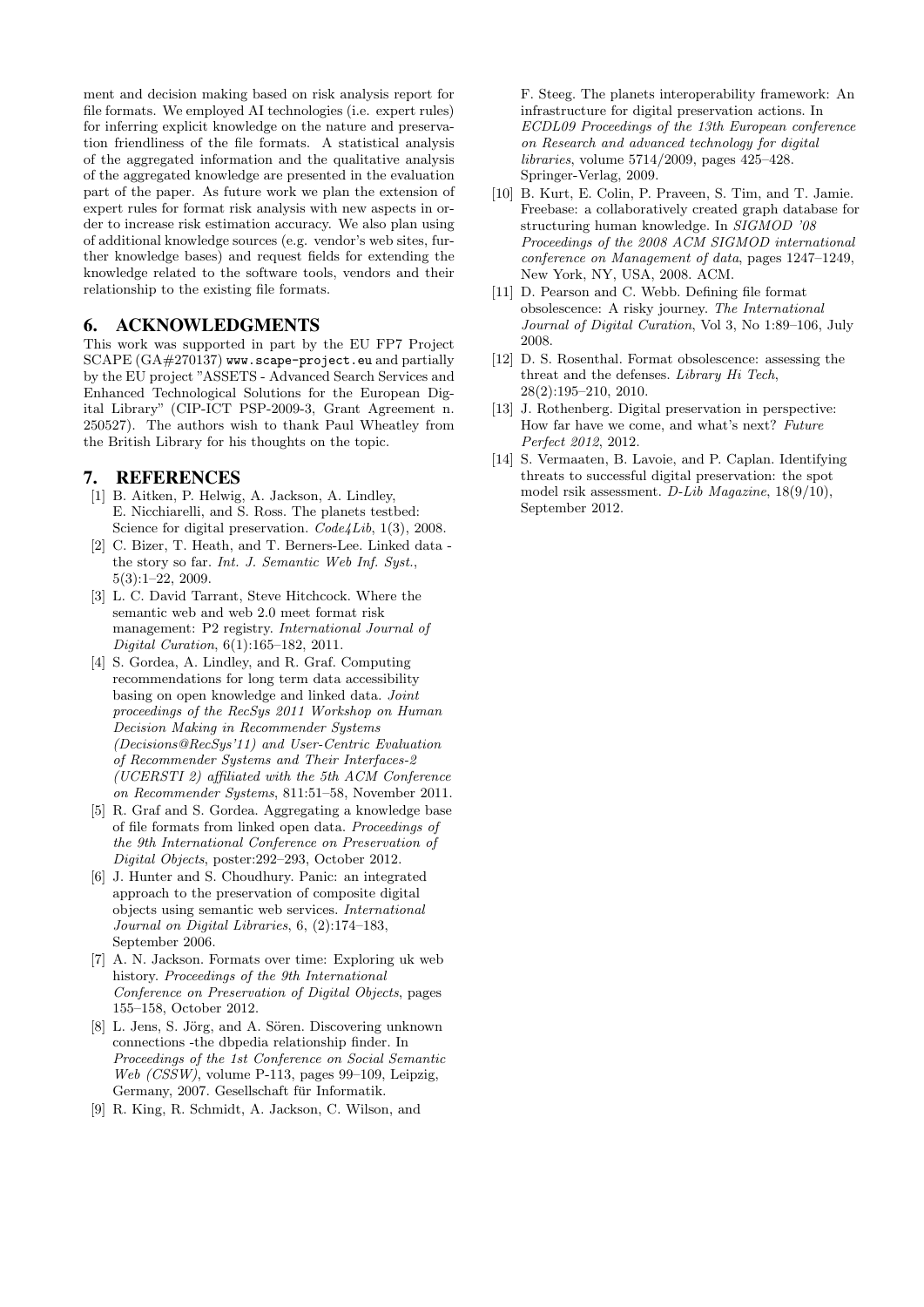ment and decision making based on risk analysis report for file formats. We employed AI technologies (i.e. expert rules) for inferring explicit knowledge on the nature and preservation friendliness of the file formats. A statistical analysis of the aggregated information and the qualitative analysis of the aggregated knowledge are presented in the evaluation part of the paper. As future work we plan the extension of expert rules for format risk analysis with new aspects in order to increase risk estimation accuracy. We also plan using of additional knowledge sources (e.g. vendor's web sites, further knowledge bases) and request fields for extending the knowledge related to the software tools, vendors and their relationship to the existing file formats.

## 6. ACKNOWLEDGMENTS

This work was supported in part by the EU FP7 Project SCAPE (GA#270137) `www.scape-project.eu` and partially by the EU project "ASSETS - Advanced Search Services and Enhanced Technological Solutions for the European Digital Library" (CIP-ICT PSP-2009-3, Grant Agreement n. 250527). The authors wish to thank Paul Wheatley from the British Library for his thoughts on the topic.

## 7. REFERENCES

[1] B. Aitken, P. Helwig, A. Jackson, A. Lindley, E. Nicchiarelli, and S. Ross. The planets testbed: Science for digital preservation. *Code4Lib*, 1(3), 2008.

[2] C. Bizer, T. Heath, and T. Berners-Lee. Linked data - the story so far. *Int. J. Semantic Web Inf. Syst.*, 5(3):1–22, 2009.

[3] L. C. David Tarrant, Steve Hitchcock. Where the semantic web and web 2.0 meet format risk management: P2 registry. *International Journal of Digital Curation*, 6(1):165–182, 2011.

[4] S. Gordea, A. Lindley, and R. Graf. Computing recommendations for long term data accessibility basing on open knowledge and linked data. *Joint proceedings of the RecSys 2011 Workshop on Human Decision Making in Recommender Systems (Decisions@RecSys'11) and User-Centric Evaluation of Recommender Systems and Their Interfaces-2 (UCERSTI 2) affiliated with the 5th ACM Conference on Recommender Systems*, 811:51–58, November 2011.

[5] R. Graf and S. Gordea. Aggregating a knowledge base of file formats from linked open data. *Proceedings of the 9th International Conference on Preservation of Digital Objects*, poster:292–293, October 2012.

[6] J. Hunter and S. Choudhury. Panic: an integrated approach to the preservation of composite digital objects using semantic web services. *International Journal on Digital Libraries*, 6, (2):174–183, September 2006.

[7] A. N. Jackson. Formats over time: Exploring uk web history. *Proceedings of the 9th International Conference on Preservation of Digital Objects*, pages 155–158, October 2012.

[8] L. Jens, S. Jörg, and A. Sören. Discovering unknown connections -the dbpedia relationship finder. In *Proceedings of the 1st Conference on Social Semantic Web (CSSW)*, volume P-113, pages 99–109, Leipzig, Germany, 2007. Gesellschaft für Informatik.

[9] R. King, R. Schmidt, A. Jackson, C. Wilson, and F. Steeg. The planets interoperability framework: An infrastructure for digital preservation actions. In *ECDL09 Proceedings of the 13th European conference on Research and advanced technology for digital libraries*, volume 5714/2009, pages 425–428. Springer-Verlag, 2009.

[10] B. Kurt, E. Colin, P. Praveen, S. Tim, and T. Jamie. Freebase: a collaboratively created graph database for structuring human knowledge. In *SIGMOD '08 Proceedings of the 2008 ACM SIGMOD international conference on Management of data*, pages 1247–1249, New York, NY, USA, 2008. ACM.

[11] D. Pearson and C. Webb. Defining file format obsolescence: A risky journey. *The International Journal of Digital Curation*, Vol 3, No 1:89–106, July 2008.

[12] D. S. Rosenthal. Format obsolescence: assessing the threat and the defenses. *Library Hi Tech*, 28(2):195–210, 2010.

[13] J. Rothenberg. Digital preservation in perspective: How far have we come, and what's next? *Future Perfect 2012*, 2012.

[14] S. Vermaaten, B. Lavoie, and P. Caplan. Identifying threats to successful digital preservation: the spot model rsik assessment. *D-Lib Magazine*, 18(9/10), September 2012.